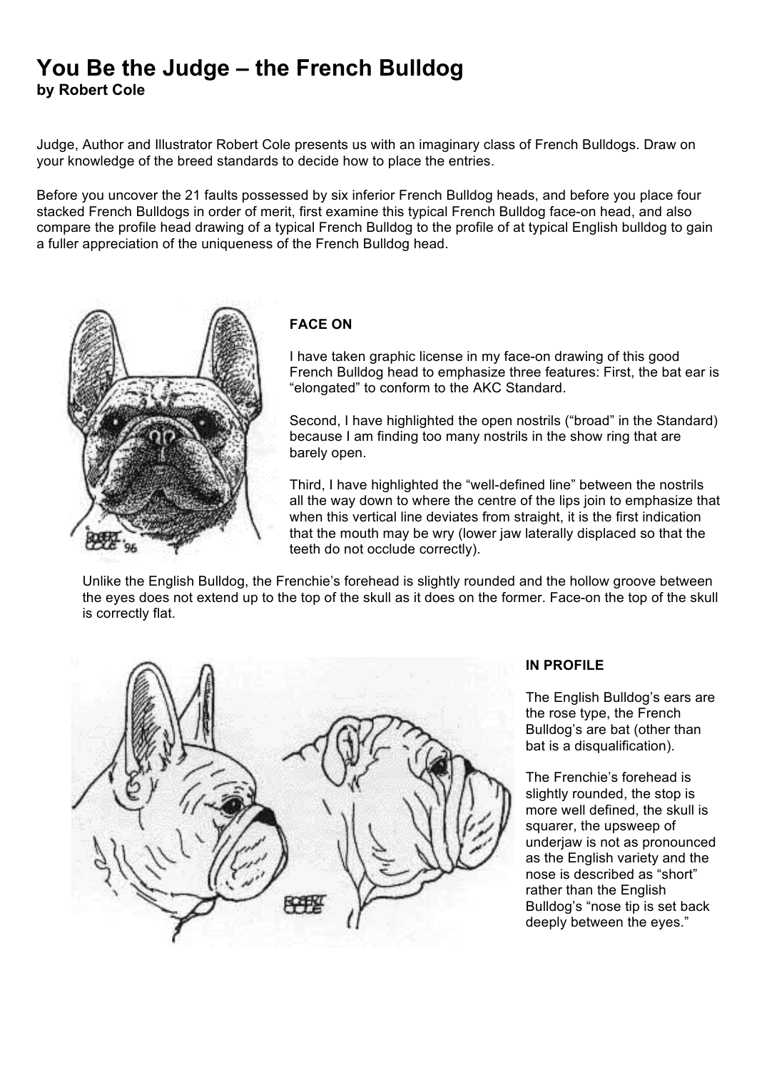# You Be the Judge – the French Bulldog

**by Robert Cole**

Judge, Author and Illustrator Robert Cole presents us with an imaginary class of French Bulldogs. Draw on your knowledge of the breed standards to decide how to place the entries.

Before you uncover the 21 faults possessed by six inferior French Bulldog heads, and before you place four stacked French Bulldogs in order of merit, first examine this typical French Bulldog face-on head, and also compare the profile head drawing of a typical French Bulldog to the profile of at typical English bulldog to gain a fuller appreciation of the uniqueness of the French Bulldog head.

### FACE ON

I have taken graphic license in my face-on drawing of this good French Bulldog head to emphasize three features: First, the bat ear is "elongated" to conform to the AKC Standard.

Second, I have highlighted the open nostrils ("broad" in the Standard) because I am finding too many nostrils in the show ring that are barely open.

Third, I have highlighted the "well-defined line" between the nostrils all the way down to where the centre of the lips join to emphasize that when this vertical line deviates from straight, it is the first indication that the mouth may be wry (lower jaw laterally displaced so that the teeth do not occlude correctly).

Unlike the English Bulldog, the Frenchie's forehead is slightly rounded and the hollow groove between the eyes does not extend up to the top of the skull as it does on the former. Face-on the top of the skull is correctly flat.

### IN PROFILE

The English Bulldog's ears are the rose type, the French Bulldog's are bat (other than bat is a disqualification).

The Frenchie's forehead is slightly rounded, the stop is more well defined, the skull is squarer, the upsweep of underjaw is not as pronounced as the English variety and the nose is described as "short" rather than the English Bulldog's "nose tip is set back deeply between the eyes."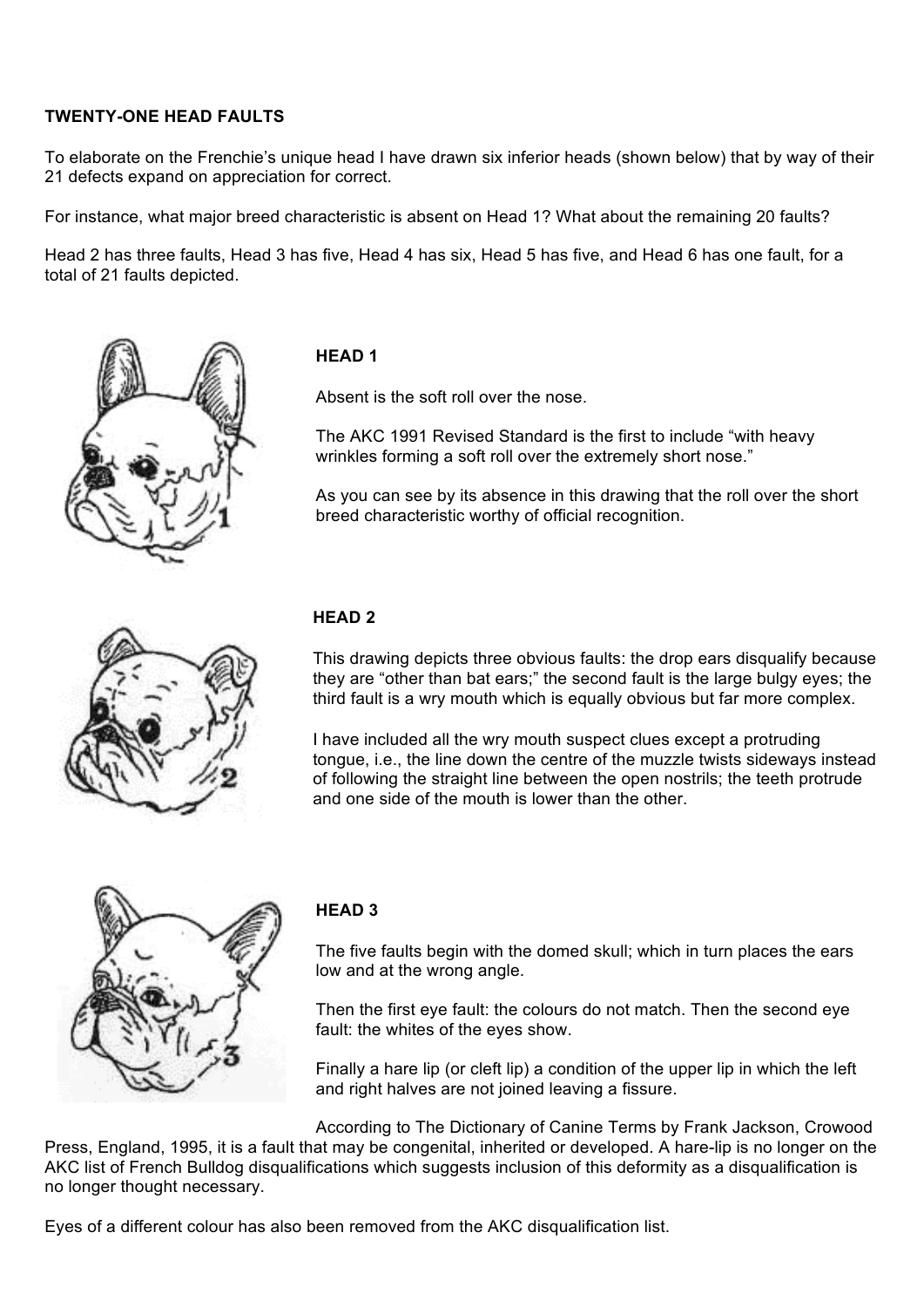**TWENTY-ONE HEAD FAULTS**

To elaborate on the Frenchie's unique head I have drawn six inferior heads (shown below) that by way of their 21 defects expand on appreciation for correct.

For instance, what major breed characteristic is absent on Head 1? What about the remaining 20 faults?

Head 2 has three faults, Head 3 has five, Head 4 has six, Head 5 has five, and Head 6 has one fault, for a total of 21 faults depicted.

**HEAD 1**

Absent is the soft roll over the nose.

The AKC 1991 Revised Standard is the first to include "with heavy wrinkles forming a soft roll over the extremely short nose."

As you can see by its absence in this drawing that the roll over the short breed characteristic worthy of official recognition.

**HEAD 2**

This drawing depicts three obvious faults: the drop ears disqualify because they are "other than bat ears;" the second fault is the large bulgy eyes; the third fault is a wry mouth which is equally obvious but far more complex.

I have included all the wry mouth suspect clues except a protruding tongue, i.e., the line down the centre of the muzzle twists sideways instead of following the straight line between the open nostrils; the teeth protrude and one side of the mouth is lower than the other.

**HEAD 3**

The five faults begin with the domed skull; which in turn places the ears low and at the wrong angle.

Then the first eye fault: the colours do not match. Then the second eye fault: the whites of the eyes show.

Finally a hare lip (or cleft lip) a condition of the upper lip in which the left and right halves are not joined leaving a fissure.

According to The Dictionary of Canine Terms by Frank Jackson, Crowood Press, England, 1995, it is a fault that may be congenital, inherited or developed. A hare-lip is no longer on the AKC list of French Bulldog disqualifications which suggests inclusion of this deformity as a disqualification is no longer thought necessary.

Eyes of a different colour has also been removed from the AKC disqualification list.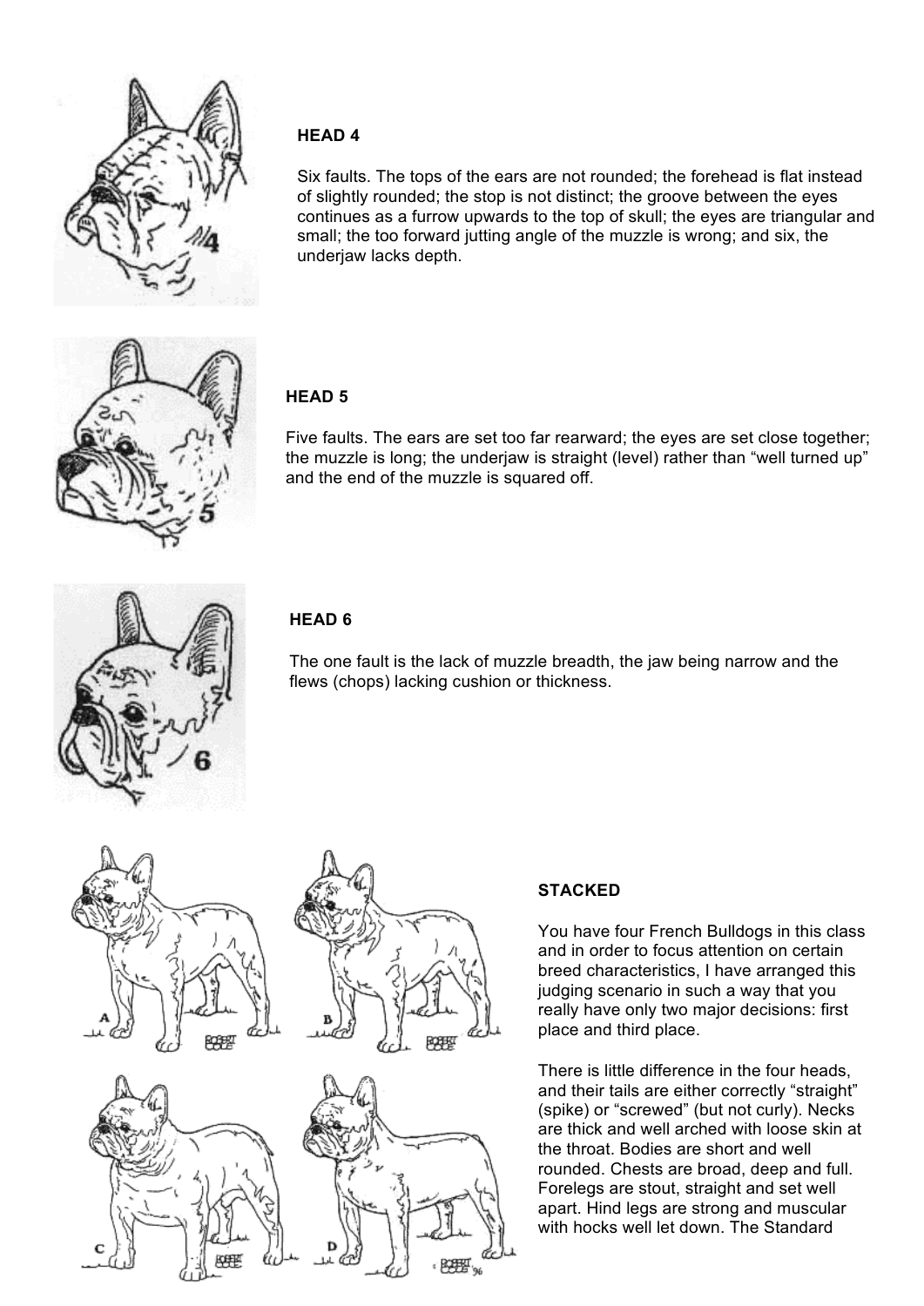## HEAD 4

Six faults. The tops of the ears are not rounded; the forehead is flat instead of slightly rounded; the stop is not distinct; the groove between the eyes continues as a furrow upwards to the top of skull; the eyes are triangular and small; the too forward jutting angle of the muzzle is wrong; and six, the underjaw lacks depth.

## HEAD 5

Five faults. The ears are set too far rearward; the eyes are set close together; the muzzle is long; the underjaw is straight (level) rather than "well turned up" and the end of the muzzle is squared off.

## HEAD 6

The one fault is the lack of muzzle breadth, the jaw being narrow and the flews (chops) lacking cushion or thickness.

## STACKED

You have four French Bulldogs in this class and in order to focus attention on certain breed characteristics, I have arranged this judging scenario in such a way that you really have only two major decisions: first place and third place.

There is little difference in the four heads, and their tails are either correctly "straight" (spike) or "screwed" (but not curly). Necks are thick and well arched with loose skin at the throat. Bodies are short and well rounded. Chests are broad, deep and full. Forelegs are stout, straight and set well apart. Hind legs are strong and muscular with hocks well let down. The Standard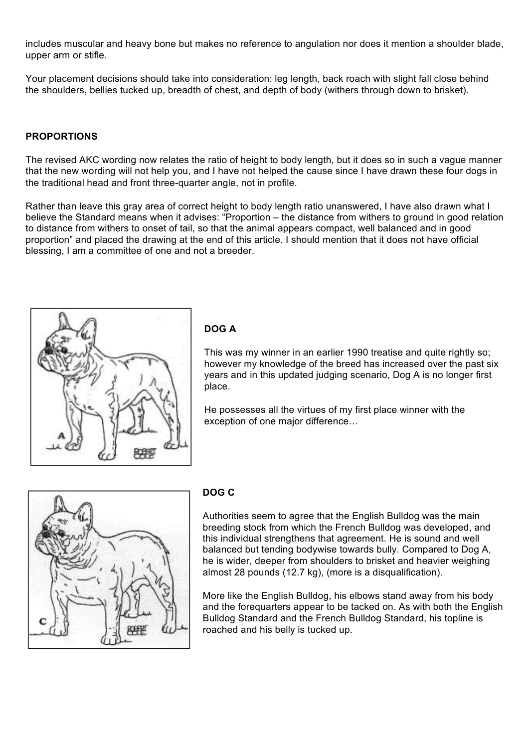includes muscular and heavy bone but makes no reference to angulation nor does it mention a shoulder blade, upper arm or stifle.

Your placement decisions should take into consideration: leg length, back roach with slight fall close behind the shoulders, bellies tucked up, breadth of chest, and depth of body (withers through down to brisket).

**PROPORTIONS**

The revised AKC wording now relates the ratio of height to body length, but it does so in such a vague manner that the new wording will not help you, and I have not helped the cause since I have drawn these four dogs in the traditional head and front three-quarter angle, not in profile.

Rather than leave this gray area of correct height to body length ratio unanswered, I have also drawn what I believe the Standard means when it advises: "Proportion – the distance from withers to ground in good relation to distance from withers to onset of tail, so that the animal appears compact, well balanced and in good proportion" and placed the drawing at the end of this article. I should mention that it does not have official blessing, I am a committee of one and not a breeder.

**DOG A**

This was my winner in an earlier 1990 treatise and quite rightly so; however my knowledge of the breed has increased over the past six years and in this updated judging scenario, Dog A is no longer first place.

He possesses all the virtues of my first place winner with the exception of one major difference…

**DOG C**

Authorities seem to agree that the English Bulldog was the main breeding stock from which the French Bulldog was developed, and this individual strengthens that agreement. He is sound and well balanced but tending bodywise towards bully. Compared to Dog A, he is wider, deeper from shoulders to brisket and heavier weighing almost 28 pounds (12.7 kg), (more is a disqualification).

More like the English Bulldog, his elbows stand away from his body and the forequarters appear to be tacked on. As with both the English Bulldog Standard and the French Bulldog Standard, his topline is roached and his belly is tucked up.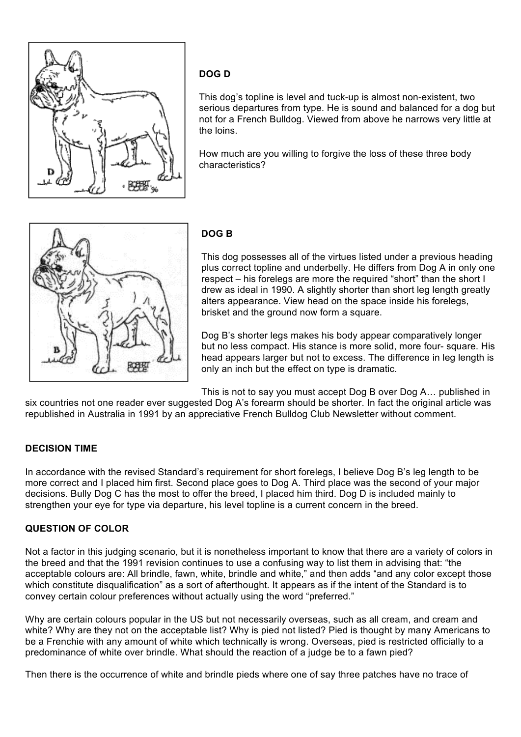**DOG D**

This dog's topline is level and tuck-up is almost non-existent, two serious departures from type. He is sound and balanced for a dog but not for a French Bulldog. Viewed from above he narrows very little at the loins.

How much are you willing to forgive the loss of these three body characteristics?

**DOG B**

This dog possesses all of the virtues listed under a previous heading plus correct topline and underbelly. He differs from Dog A in only one respect – his forelegs are more the required "short" than the short I drew as ideal in 1990. A slightly shorter than short leg length greatly alters appearance. View head on the space inside his forelegs, brisket and the ground now form a square.

Dog B's shorter legs makes his body appear comparatively longer but no less compact. His stance is more solid, more four- square. His head appears larger but not to excess. The difference in leg length is only an inch but the effect on type is dramatic.

This is not to say you must accept Dog B over Dog A… published in six countries not one reader ever suggested Dog A's forearm should be shorter. In fact the original article was republished in Australia in 1991 by an appreciative French Bulldog Club Newsletter without comment.

**DECISION TIME**

In accordance with the revised Standard's requirement for short forelegs, I believe Dog B's leg length to be more correct and I placed him first. Second place goes to Dog A. Third place was the second of your major decisions. Bully Dog C has the most to offer the breed, I placed him third. Dog D is included mainly to strengthen your eye for type via departure, his level topline is a current concern in the breed.

**QUESTION OF COLOR**

Not a factor in this judging scenario, but it is nonetheless important to know that there are a variety of colors in the breed and that the 1991 revision continues to use a confusing way to list them in advising that: "the acceptable colours are: All brindle, fawn, white, brindle and white," and then adds "and any color except those which constitute disqualification" as a sort of afterthought. It appears as if the intent of the Standard is to convey certain colour preferences without actually using the word "preferred."

Why are certain colours popular in the US but not necessarily overseas, such as all cream, and cream and white? Why are they not on the acceptable list? Why is pied not listed? Pied is thought by many Americans to be a Frenchie with any amount of white which technically is wrong. Overseas, pied is restricted officially to a predominance of white over brindle. What should the reaction of a judge be to a fawn pied?

Then there is the occurrence of white and brindle pieds where one of say three patches have no trace of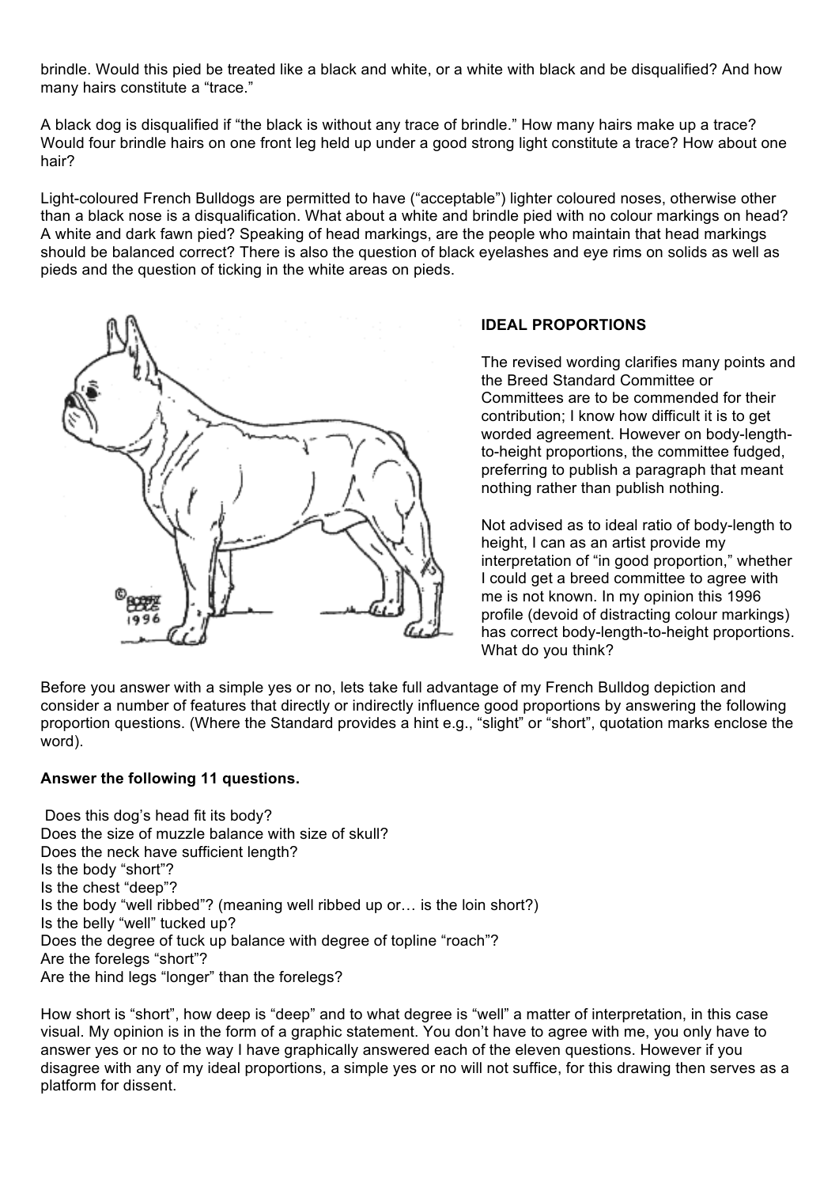brindle. Would this pied be treated like a black and white, or a white with black and be disqualified? And how many hairs constitute a "trace."

A black dog is disqualified if "the black is without any trace of brindle." How many hairs make up a trace? Would four brindle hairs on one front leg held up under a good strong light constitute a trace? How about one hair?

Light-coloured French Bulldogs are permitted to have ("acceptable") lighter coloured noses, otherwise other than a black nose is a disqualification. What about a white and brindle pied with no colour markings on head? A white and dark fawn pied? Speaking of head markings, are the people who maintain that head markings should be balanced correct? There is also the question of black eyelashes and eye rims on solids as well as pieds and the question of ticking in the white areas on pieds.

**IDEAL PROPORTIONS**

The revised wording clarifies many points and the Breed Standard Committee or Committees are to be commended for their contribution; I know how difficult it is to get worded agreement. However on body-length-to-height proportions, the committee fudged, preferring to publish a paragraph that meant nothing rather than publish nothing.

Not advised as to ideal ratio of body-length to height, I can as an artist provide my interpretation of "in good proportion," whether I could get a breed committee to agree with me is not known. In my opinion this 1996 profile (devoid of distracting colour markings) has correct body-length-to-height proportions. What do you think?

Before you answer with a simple yes or no, lets take full advantage of my French Bulldog depiction and consider a number of features that directly or indirectly influence good proportions by answering the following proportion questions. (Where the Standard provides a hint e.g., "slight" or "short", quotation marks enclose the word).

**Answer the following 11 questions.**

Does this dog's head fit its body?
Does the size of muzzle balance with size of skull?
Does the neck have sufficient length?
Is the body "short"?
Is the chest "deep"?
Is the body "well ribbed"? (meaning well ribbed up or… is the loin short?)
Is the belly "well" tucked up?
Does the degree of tuck up balance with degree of topline "roach"?
Are the forelegs "short"?
Are the hind legs "longer" than the forelegs?

How short is "short", how deep is "deep" and to what degree is "well" a matter of interpretation, in this case visual. My opinion is in the form of a graphic statement. You don't have to agree with me, you only have to answer yes or no to the way I have graphically answered each of the eleven questions. However if you disagree with any of my ideal proportions, a simple yes or no will not suffice, for this drawing then serves as a platform for dissent.